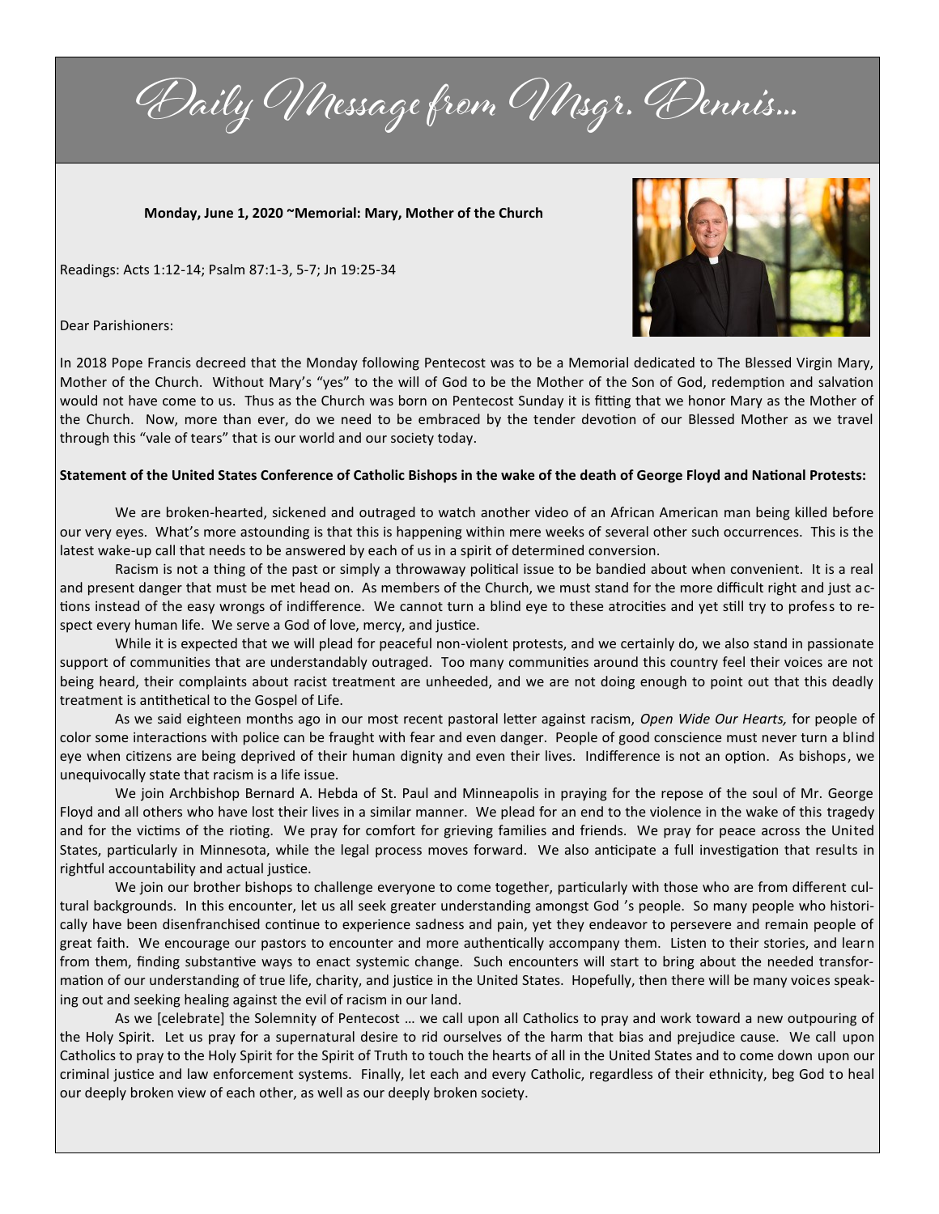# Daily Message from Msgr. Dennis...

**Monday, June 1, 2020 ~Memorial: Mary, Mother of the Church**

Readings: Acts 1:12-14; Psalm 87:1-3, 5-7; Jn 19:25-34

Dear Parishioners:

In 2018 Pope Francis decreed that the Monday following Pentecost was to be a Memorial dedicated to The Blessed Virgin Mary, Mother of the Church. Without Mary's "yes" to the will of God to be the Mother of the Son of God, redemption and salvation would not have come to us. Thus as the Church was born on Pentecost Sunday it is fitting that we honor Mary as the Mother of the Church. Now, more than ever, do we need to be embraced by the tender devotion of our Blessed Mother as we travel through this "vale of tears" that is our world and our society today.

**Statement of the United States Conference of Catholic Bishops in the wake of the death of George Floyd and National Protests:**

We are broken-hearted, sickened and outraged to watch another video of an African American man being killed before our very eyes. What's more astounding is that this is happening within mere weeks of several other such occurrences. This is the latest wake-up call that needs to be answered by each of us in a spirit of determined conversion.

Racism is not a thing of the past or simply a throwaway political issue to be bandied about when convenient. It is a real and present danger that must be met head on. As members of the Church, we must stand for the more difficult right and just actions instead of the easy wrongs of indifference. We cannot turn a blind eye to these atrocities and yet still try to profess to respect every human life. We serve a God of love, mercy, and justice.

While it is expected that we will plead for peaceful non-violent protests, and we certainly do, we also stand in passionate support of communities that are understandably outraged. Too many communities around this country feel their voices are not being heard, their complaints about racist treatment are unheeded, and we are not doing enough to point out that this deadly treatment is antithetical to the Gospel of Life.

As we said eighteen months ago in our most recent pastoral letter against racism, *Open Wide Our Hearts,* for people of color some interactions with police can be fraught with fear and even danger. People of good conscience must never turn a blind eye when citizens are being deprived of their human dignity and even their lives. Indifference is not an option. As bishops, we unequivocally state that racism is a life issue.

We join Archbishop Bernard A. Hebda of St. Paul and Minneapolis in praying for the repose of the soul of Mr. George Floyd and all others who have lost their lives in a similar manner. We plead for an end to the violence in the wake of this tragedy and for the victims of the rioting. We pray for comfort for grieving families and friends. We pray for peace across the United States, particularly in Minnesota, while the legal process moves forward. We also anticipate a full investigation that results in rightful accountability and actual justice.

We join our brother bishops to challenge everyone to come together, particularly with those who are from different cultural backgrounds. In this encounter, let us all seek greater understanding amongst God 's people. So many people who historically have been disenfranchised continue to experience sadness and pain, yet they endeavor to persevere and remain people of great faith. We encourage our pastors to encounter and more authentically accompany them. Listen to their stories, and learn from them, finding substantive ways to enact systemic change. Such encounters will start to bring about the needed transformation of our understanding of true life, charity, and justice in the United States. Hopefully, then there will be many voices speaking out and seeking healing against the evil of racism in our land.

As we [celebrate] the Solemnity of Pentecost … we call upon all Catholics to pray and work toward a new outpouring of the Holy Spirit. Let us pray for a supernatural desire to rid ourselves of the harm that bias and prejudice cause. We call upon Catholics to pray to the Holy Spirit for the Spirit of Truth to touch the hearts of all in the United States and to come down upon our criminal justice and law enforcement systems. Finally, let each and every Catholic, regardless of their ethnicity, beg God to heal our deeply broken view of each other, as well as our deeply broken society.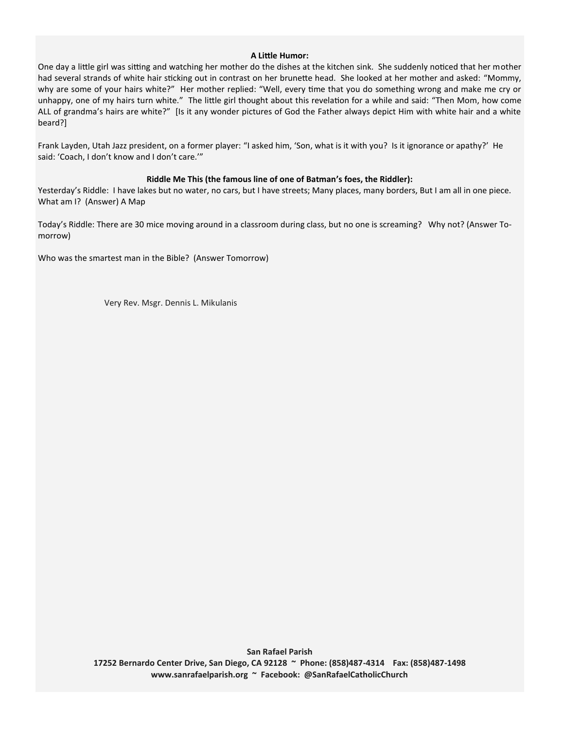### A Little Humor:

One day a little girl was sitting and watching her mother do the dishes at the kitchen sink. She suddenly noticed that her mother had several strands of white hair sticking out in contrast on her brunette head. She looked at her mother and asked: "Mommy, why are some of your hairs white?" Her mother replied: "Well, every time that you do something wrong and make me cry or unhappy, one of my hairs turn white." The little girl thought about this revelation for a while and said: "Then Mom, how come ALL of grandma's hairs are white?" [Is it any wonder pictures of God the Father always depict Him with white hair and a white beard?]

Frank Layden, Utah Jazz president, on a former player: "I asked him, 'Son, what is it with you? Is it ignorance or apathy?' He said: 'Coach, I don't know and I don't care.'"

### Riddle Me This (the famous line of one of Batman's foes, the Riddler):

Yesterday's Riddle: I have lakes but no water, no cars, but I have streets; Many places, many borders, But I am all in one piece. What am I? (Answer) A Map

Today's Riddle: There are 30 mice moving around in a classroom during class, but no one is screaming? Why not? (Answer Tomorrow)

Who was the smartest man in the Bible? (Answer Tomorrow)

Very Rev. Msgr. Dennis L. Mikulanis

**San Rafael Parish**
**17252 Bernardo Center Drive, San Diego, CA 92128 ~ Phone: (858)487-4314 Fax: (858)487-1498**
**www.sanrafaelparish.org ~ Facebook: @SanRafaelCatholicChurch**